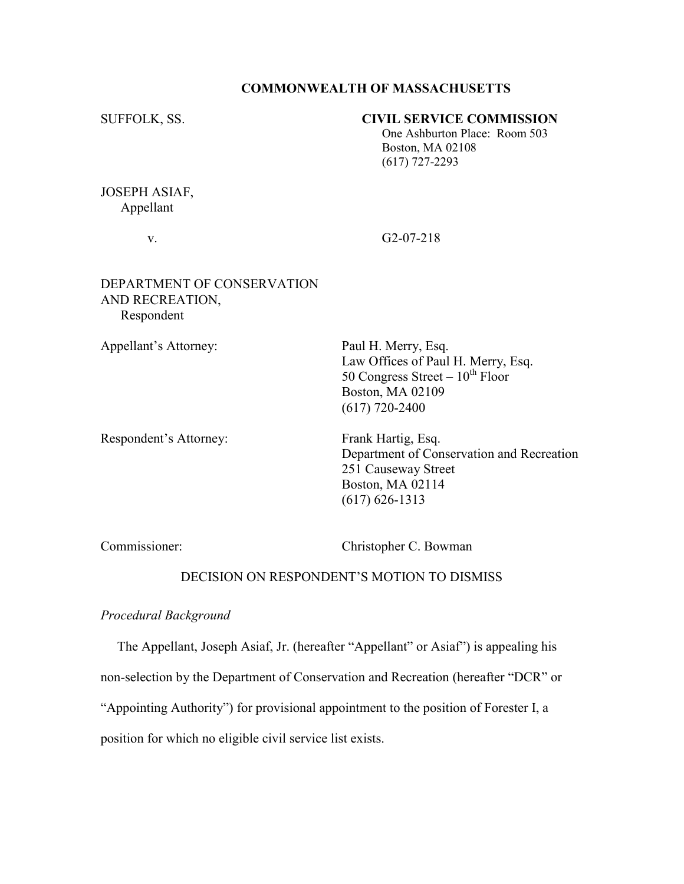**COMMONWEALTH OF MASSACHUSETTS**

SUFFOLK, SS.

**CIVIL SERVICE COMMISSION**
One Ashburton Place: Room 503
Boston, MA 02108
(617) 727-2293

JOSEPH ASIAF,
Appellant

v. G2-07-218

DEPARTMENT OF CONSERVATION AND RECREATION,
Respondent

Appellant's Attorney: Paul H. Merry, Esq.
Law Offices of Paul H. Merry, Esq.
50 Congress Street – 10th Floor
Boston, MA 02109
(617) 720-2400

Respondent's Attorney: Frank Hartig, Esq.
Department of Conservation and Recreation
251 Causeway Street
Boston, MA 02114
(617) 626-1313

Commissioner: Christopher C. Bowman

DECISION ON RESPONDENT'S MOTION TO DISMISS

*Procedural Background*

The Appellant, Joseph Asiaf, Jr. (hereafter "Appellant" or Asiaf") is appealing his non-selection by the Department of Conservation and Recreation (hereafter "DCR" or "Appointing Authority") for provisional appointment to the position of Forester I, a position for which no eligible civil service list exists.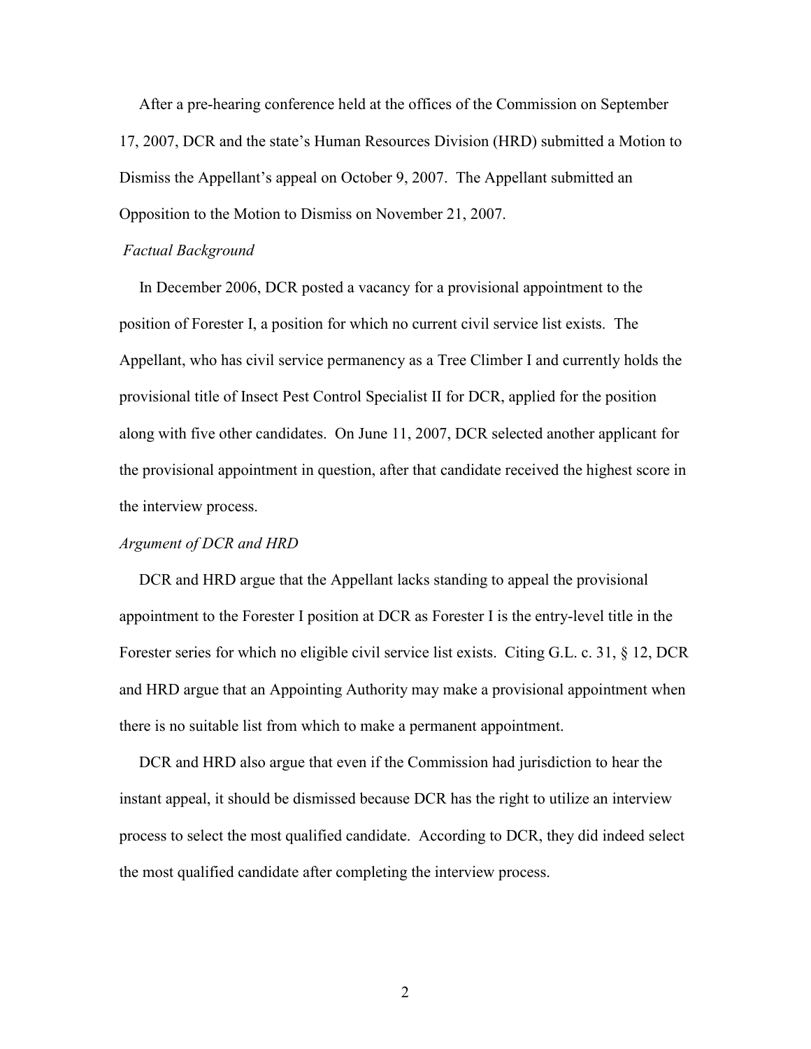After a pre-hearing conference held at the offices of the Commission on September 17, 2007, DCR and the state's Human Resources Division (HRD) submitted a Motion to Dismiss the Appellant's appeal on October 9, 2007. The Appellant submitted an Opposition to the Motion to Dismiss on November 21, 2007.

*Factual Background*

In December 2006, DCR posted a vacancy for a provisional appointment to the position of Forester I, a position for which no current civil service list exists. The Appellant, who has civil service permanency as a Tree Climber I and currently holds the provisional title of Insect Pest Control Specialist II for DCR, applied for the position along with five other candidates. On June 11, 2007, DCR selected another applicant for the provisional appointment in question, after that candidate received the highest score in the interview process.

*Argument of DCR and HRD*

DCR and HRD argue that the Appellant lacks standing to appeal the provisional appointment to the Forester I position at DCR as Forester I is the entry-level title in the Forester series for which no eligible civil service list exists. Citing G.L. c. 31, § 12, DCR and HRD argue that an Appointing Authority may make a provisional appointment when there is no suitable list from which to make a permanent appointment.

DCR and HRD also argue that even if the Commission had jurisdiction to hear the instant appeal, it should be dismissed because DCR has the right to utilize an interview process to select the most qualified candidate. According to DCR, they did indeed select the most qualified candidate after completing the interview process.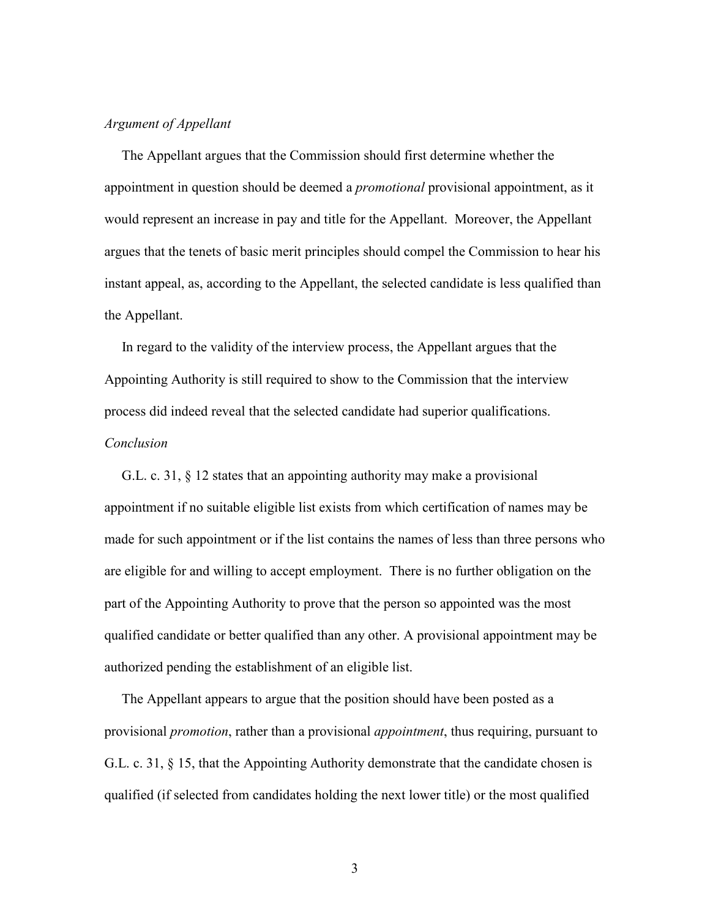*Argument of Appellant*

The Appellant argues that the Commission should first determine whether the appointment in question should be deemed a *promotional* provisional appointment, as it would represent an increase in pay and title for the Appellant. Moreover, the Appellant argues that the tenets of basic merit principles should compel the Commission to hear his instant appeal, as, according to the Appellant, the selected candidate is less qualified than the Appellant.

In regard to the validity of the interview process, the Appellant argues that the Appointing Authority is still required to show to the Commission that the interview process did indeed reveal that the selected candidate had superior qualifications.

*Conclusion*

G.L. c. 31, § 12 states that an appointing authority may make a provisional appointment if no suitable eligible list exists from which certification of names may be made for such appointment or if the list contains the names of less than three persons who are eligible for and willing to accept employment. There is no further obligation on the part of the Appointing Authority to prove that the person so appointed was the most qualified candidate or better qualified than any other. A provisional appointment may be authorized pending the establishment of an eligible list.

The Appellant appears to argue that the position should have been posted as a provisional *promotion*, rather than a provisional *appointment*, thus requiring, pursuant to G.L. c. 31, § 15, that the Appointing Authority demonstrate that the candidate chosen is qualified (if selected from candidates holding the next lower title) or the most qualified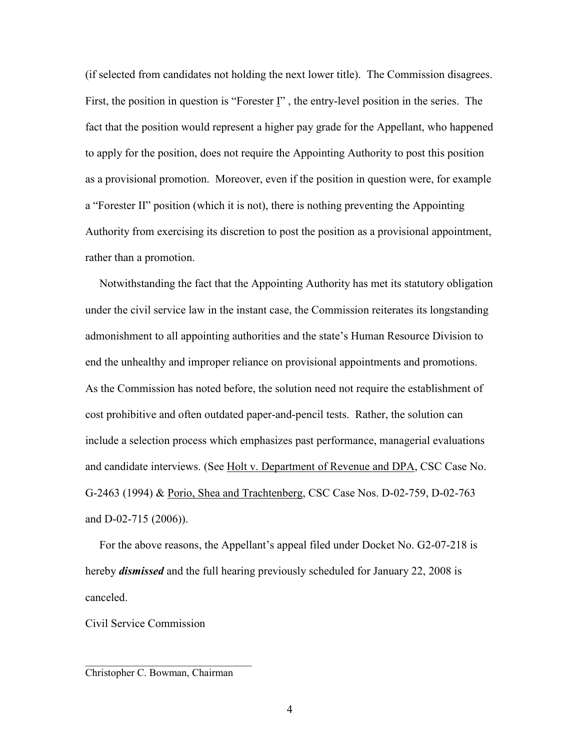(if selected from candidates not holding the next lower title). The Commission disagrees. First, the position in question is "Forester I" , the entry-level position in the series. The fact that the position would represent a higher pay grade for the Appellant, who happened to apply for the position, does not require the Appointing Authority to post this position as a provisional promotion. Moreover, even if the position in question were, for example a "Forester II" position (which it is not), there is nothing preventing the Appointing Authority from exercising its discretion to post the position as a provisional appointment, rather than a promotion.

Notwithstanding the fact that the Appointing Authority has met its statutory obligation under the civil service law in the instant case, the Commission reiterates its longstanding admonishment to all appointing authorities and the state's Human Resource Division to end the unhealthy and improper reliance on provisional appointments and promotions. As the Commission has noted before, the solution need not require the establishment of cost prohibitive and often outdated paper-and-pencil tests. Rather, the solution can include a selection process which emphasizes past performance, managerial evaluations and candidate interviews. (See Holt v. Department of Revenue and DPA, CSC Case No. G-2463 (1994) & Porio, Shea and Trachtenberg, CSC Case Nos. D-02-759, D-02-763 and D-02-715 (2006)).

For the above reasons, the Appellant's appeal filed under Docket No. G2-07-218 is hereby ***dismissed*** and the full hearing previously scheduled for January 22, 2008 is canceled.

Civil Service Commission

_______________________________

Christopher C. Bowman, Chairman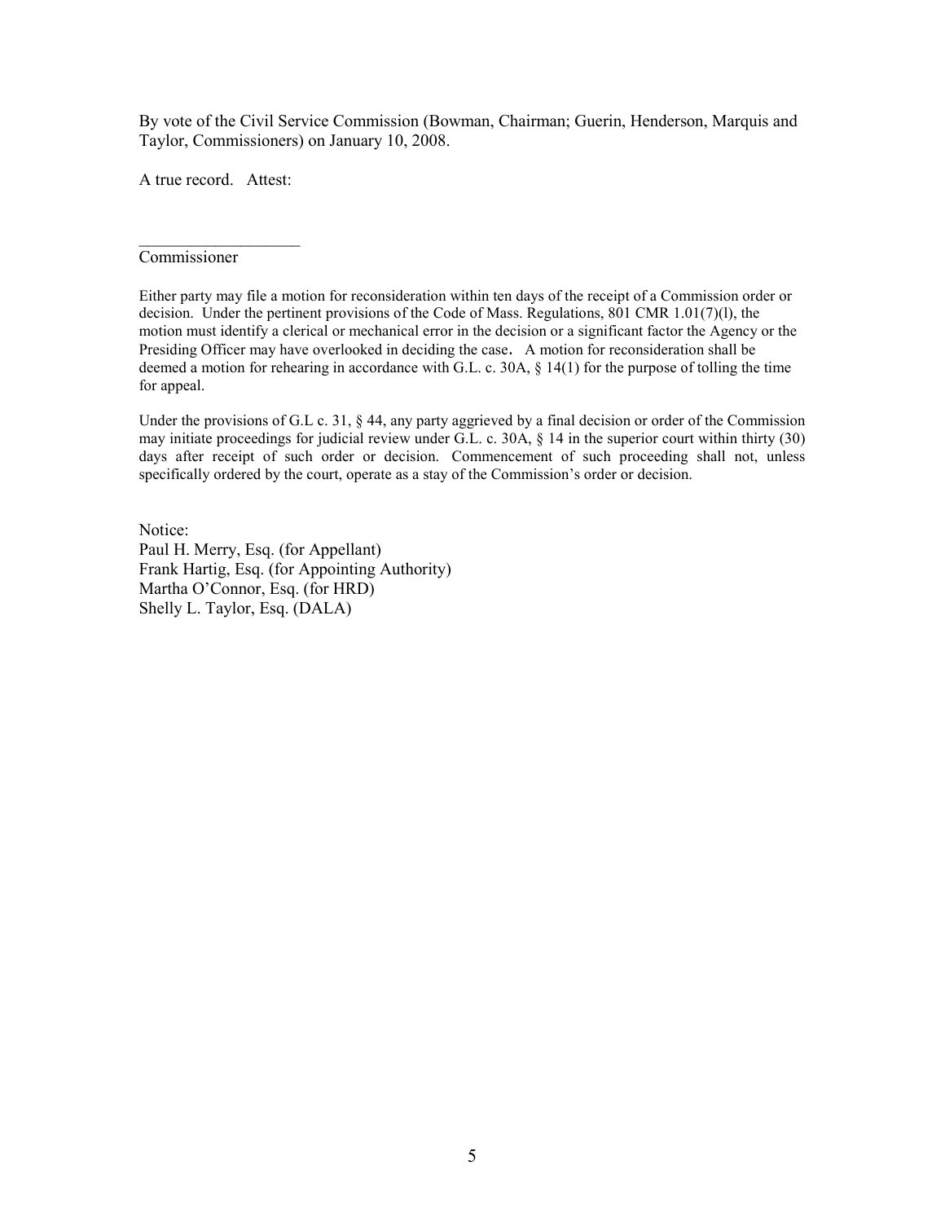By vote of the Civil Service Commission (Bowman, Chairman; Guerin, Henderson, Marquis and Taylor, Commissioners) on January 10, 2008.

A true record. Attest:

___________________
Commissioner

Either party may file a motion for reconsideration within ten days of the receipt of a Commission order or decision. Under the pertinent provisions of the Code of Mass. Regulations, 801 CMR 1.01(7)(l), the motion must identify a clerical or mechanical error in the decision or a significant factor the Agency or the Presiding Officer may have overlooked in deciding the case. A motion for reconsideration shall be deemed a motion for rehearing in accordance with G.L. c. 30A, § 14(1) for the purpose of tolling the time for appeal.

Under the provisions of G.L c. 31, § 44, any party aggrieved by a final decision or order of the Commission may initiate proceedings for judicial review under G.L. c. 30A, § 14 in the superior court within thirty (30) days after receipt of such order or decision. Commencement of such proceeding shall not, unless specifically ordered by the court, operate as a stay of the Commission's order or decision.

Notice:
Paul H. Merry, Esq. (for Appellant)
Frank Hartig, Esq. (for Appointing Authority)
Martha O'Connor, Esq. (for HRD)
Shelly L. Taylor, Esq. (DALA)